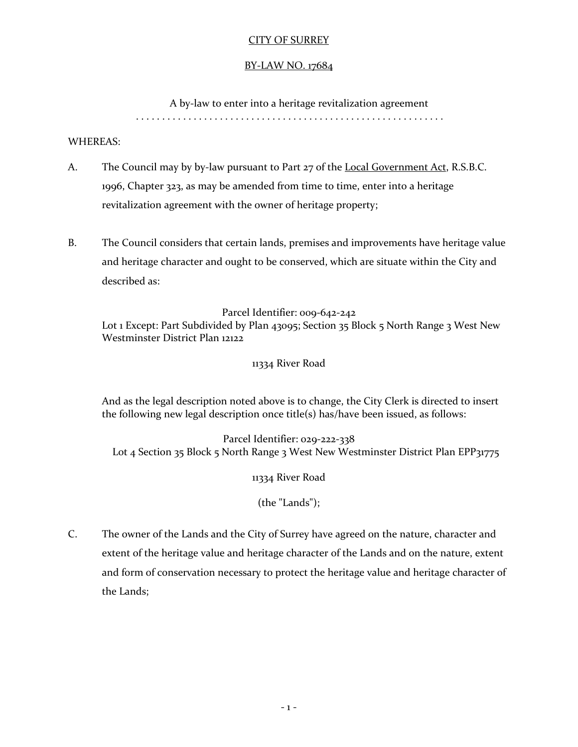CITY OF SURREY

BY-LAW NO. 17684

A by-law to enter into a heritage revitalization agreement

. . . . . . . . . . . . . . . . . . . . . . . . . . . . . . . . . . . . . . . . . . . . . . . . . . . . . . . .

WHEREAS:

A. The Council may by by-law pursuant to Part 27 of the Local Government Act, R.S.B.C. 1996, Chapter 323, as may be amended from time to time, enter into a heritage revitalization agreement with the owner of heritage property;

B. The Council considers that certain lands, premises and improvements have heritage value and heritage character and ought to be conserved, which are situate within the City and described as:

Parcel Identifier: 009-642-242
Lot 1 Except: Part Subdivided by Plan 43095; Section 35 Block 5 North Range 3 West New Westminster District Plan 12122

11334 River Road

And as the legal description noted above is to change, the City Clerk is directed to insert the following new legal description once title(s) has/have been issued, as follows:

Parcel Identifier: 029-222-338
Lot 4 Section 35 Block 5 North Range 3 West New Westminster District Plan EPP31775

11334 River Road

(the "Lands");

C. The owner of the Lands and the City of Surrey have agreed on the nature, character and extent of the heritage value and heritage character of the Lands and on the nature, extent and form of conservation necessary to protect the heritage value and heritage character of the Lands;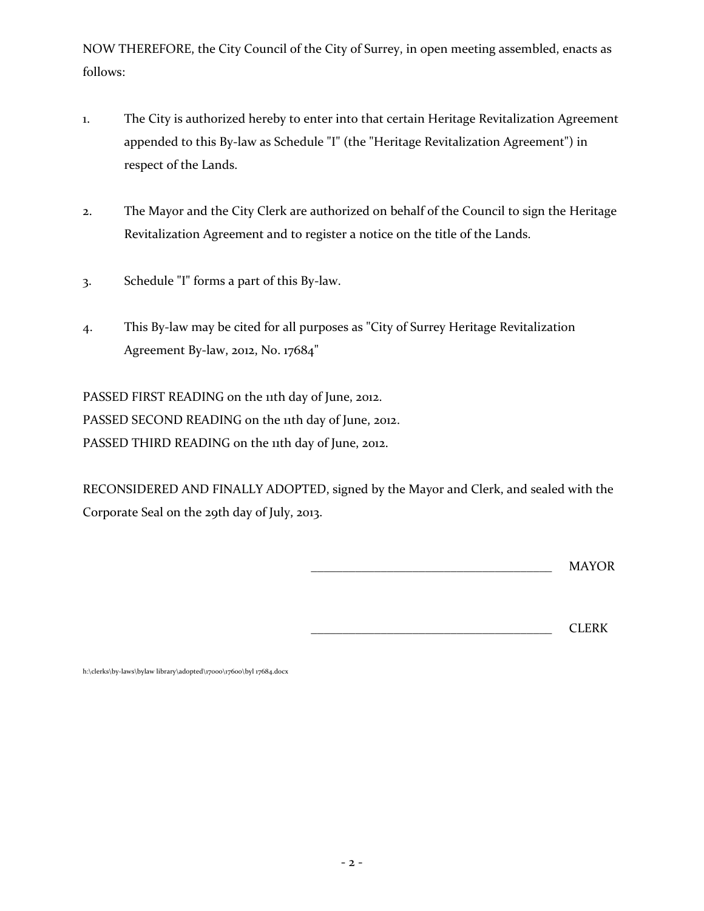NOW THEREFORE, the City Council of the City of Surrey, in open meeting assembled, enacts as follows:

1. The City is authorized hereby to enter into that certain Heritage Revitalization Agreement appended to this By-law as Schedule "I" (the "Heritage Revitalization Agreement") in respect of the Lands.

2. The Mayor and the City Clerk are authorized on behalf of the Council to sign the Heritage Revitalization Agreement and to register a notice on the title of the Lands.

3. Schedule "I" forms a part of this By-law.

4. This By-law may be cited for all purposes as "City of Surrey Heritage Revitalization Agreement By-law, 2012, No. 17684"

PASSED FIRST READING on the 11th day of June, 2012.
PASSED SECOND READING on the 11th day of June, 2012.
PASSED THIRD READING on the 11th day of June, 2012.

RECONSIDERED AND FINALLY ADOPTED, signed by the Mayor and Clerk, and sealed with the Corporate Seal on the 29th day of July, 2013.

______________________________________ MAYOR

______________________________________ CLERK

h:\clerks\by-laws\bylaw library\adopted\17000\17600\byl 17684.docx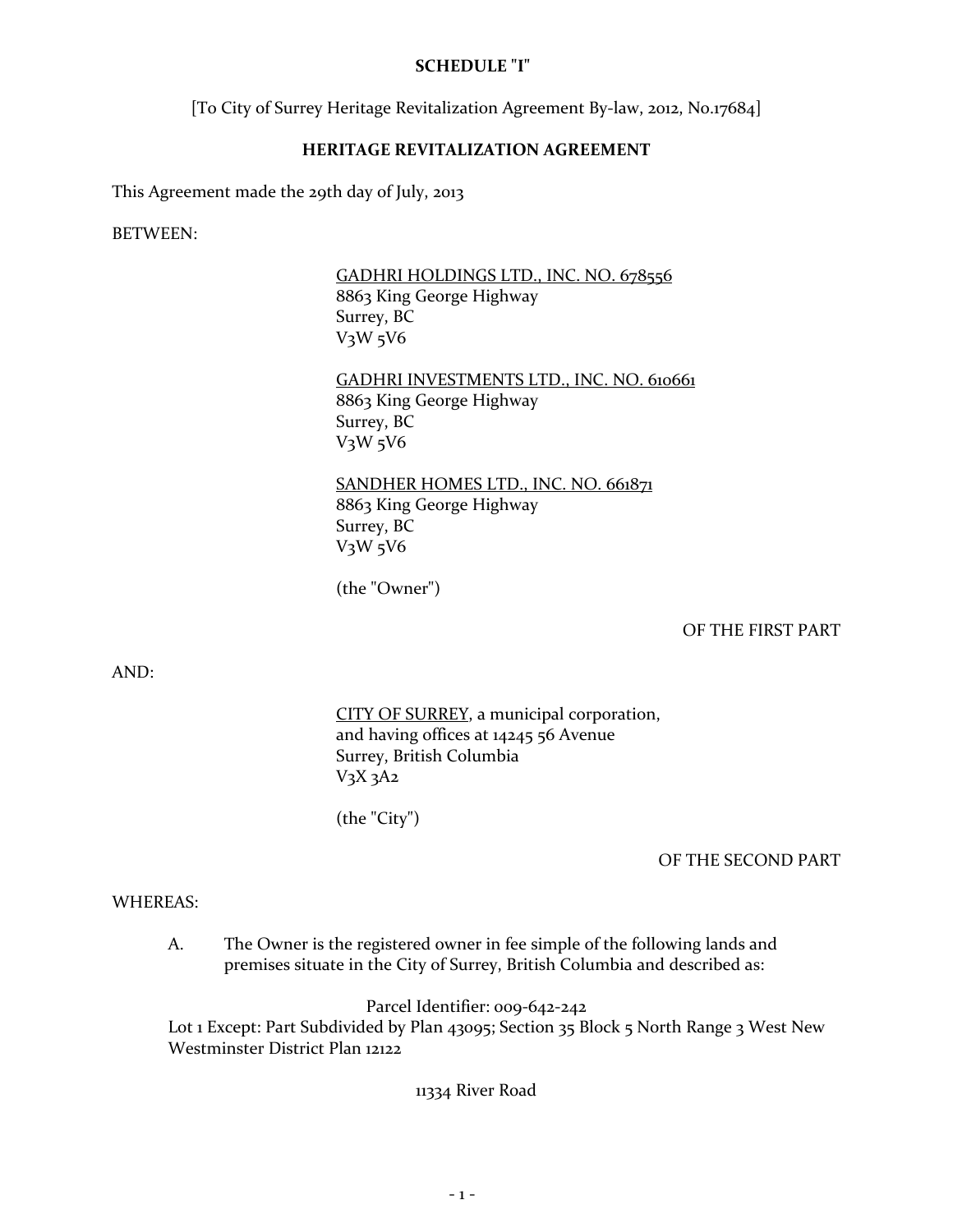**SCHEDULE "I"**

[To City of Surrey Heritage Revitalization Agreement By-law, 2012, No.17684]

**HERITAGE REVITALIZATION AGREEMENT**

This Agreement made the 29th day of July, 2013

BETWEEN:

GADHRI HOLDINGS LTD., INC. NO. 678556
8863 King George Highway
Surrey, BC
V3W 5V6

GADHRI INVESTMENTS LTD., INC. NO. 610661
8863 King George Highway
Surrey, BC
V3W 5V6

SANDHER HOMES LTD., INC. NO. 661871
8863 King George Highway
Surrey, BC
V3W 5V6

(the "Owner")

OF THE FIRST PART

AND:

CITY OF SURREY, a municipal corporation,
and having offices at 14245 56 Avenue
Surrey, British Columbia
V3X 3A2

(the "City")

OF THE SECOND PART

WHEREAS:

A. The Owner is the registered owner in fee simple of the following lands and premises situate in the City of Surrey, British Columbia and described as:

Parcel Identifier: 009-642-242
Lot 1 Except: Part Subdivided by Plan 43095; Section 35 Block 5 North Range 3 West New Westminster District Plan 12122

11334 River Road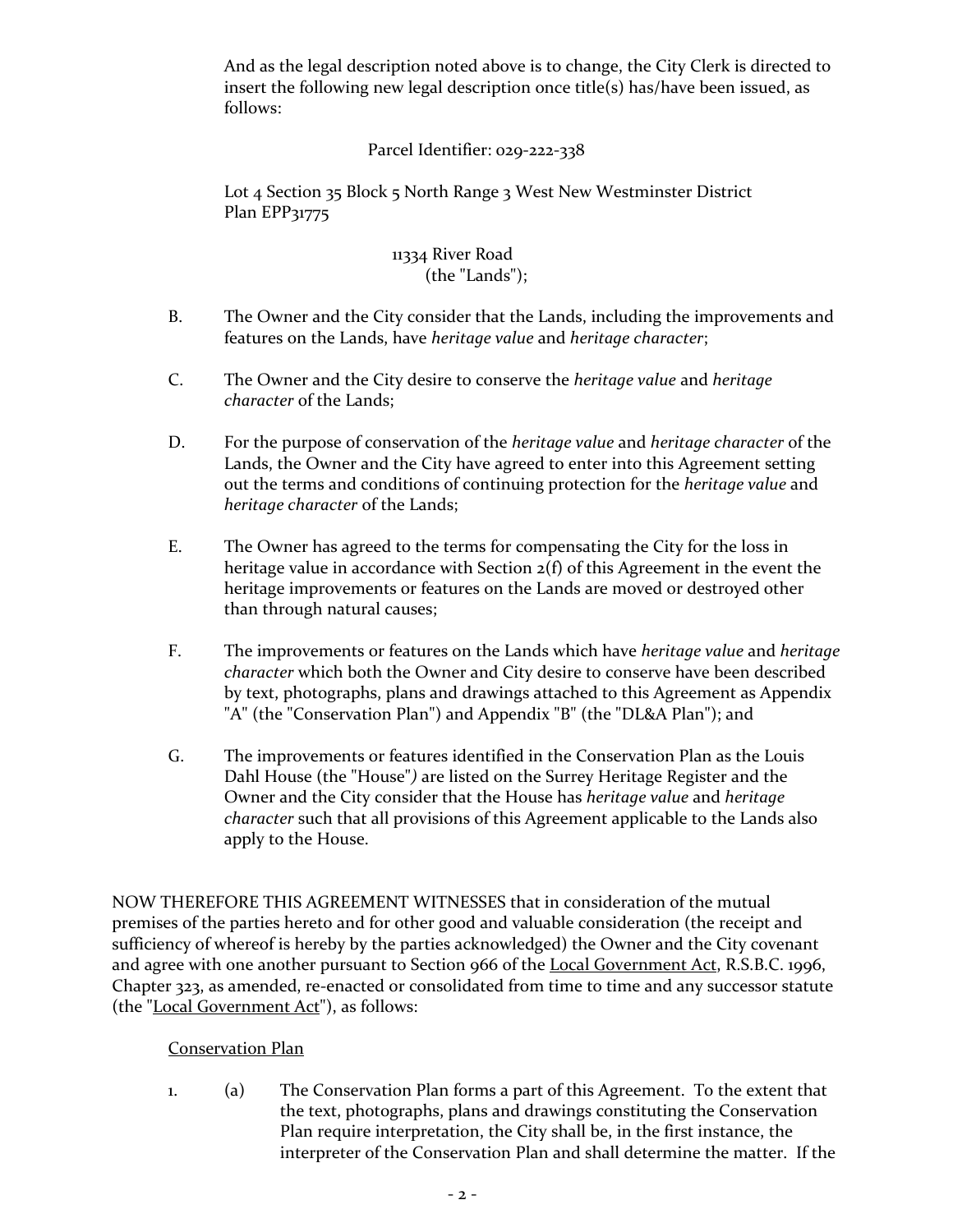And as the legal description noted above is to change, the City Clerk is directed to insert the following new legal description once title(s) has/have been issued, as follows:

Parcel Identifier: 029-222-338

Lot 4 Section 35 Block 5 North Range 3 West New Westminster District Plan EPP31775

11334 River Road
(the "Lands");

B. The Owner and the City consider that the Lands, including the improvements and features on the Lands, have *heritage value* and *heritage character*;

C. The Owner and the City desire to conserve the *heritage value* and *heritage character* of the Lands;

D. For the purpose of conservation of the *heritage value* and *heritage character* of the Lands, the Owner and the City have agreed to enter into this Agreement setting out the terms and conditions of continuing protection for the *heritage value* and *heritage character* of the Lands;

E. The Owner has agreed to the terms for compensating the City for the loss in heritage value in accordance with Section 2(f) of this Agreement in the event the heritage improvements or features on the Lands are moved or destroyed other than through natural causes;

F. The improvements or features on the Lands which have *heritage value* and *heritage character* which both the Owner and City desire to conserve have been described by text, photographs, plans and drawings attached to this Agreement as Appendix "A" (the "Conservation Plan") and Appendix "B" (the "DL&A Plan"); and

G. The improvements or features identified in the Conservation Plan as the Louis Dahl House (the "House") are listed on the Surrey Heritage Register and the Owner and the City consider that the House has *heritage value* and *heritage character* such that all provisions of this Agreement applicable to the Lands also apply to the House.

NOW THEREFORE THIS AGREEMENT WITNESSES that in consideration of the mutual premises of the parties hereto and for other good and valuable consideration (the receipt and sufficiency of whereof is hereby by the parties acknowledged) the Owner and the City covenant and agree with one another pursuant to Section 966 of the Local Government Act, R.S.B.C. 1996, Chapter 323, as amended, re-enacted or consolidated from time to time and any successor statute (the "Local Government Act"), as follows:

Conservation Plan

1. (a) The Conservation Plan forms a part of this Agreement. To the extent that the text, photographs, plans and drawings constituting the Conservation Plan require interpretation, the City shall be, in the first instance, the interpreter of the Conservation Plan and shall determine the matter. If the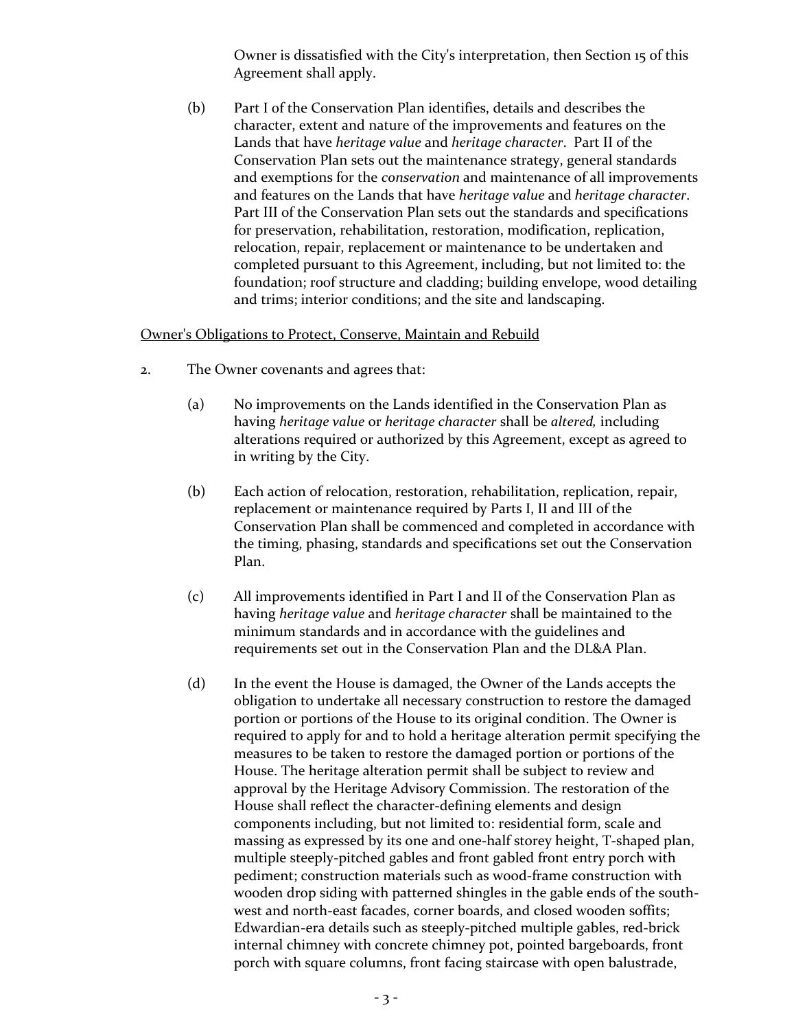Owner is dissatisfied with the City's interpretation, then Section 15 of this Agreement shall apply.

(b) Part I of the Conservation Plan identifies, details and describes the character, extent and nature of the improvements and features on the Lands that have *heritage value* and *heritage character*. Part II of the Conservation Plan sets out the maintenance strategy, general standards and exemptions for the *conservation* and maintenance of all improvements and features on the Lands that have *heritage value* and *heritage character*. Part III of the Conservation Plan sets out the standards and specifications for preservation, rehabilitation, restoration, modification, replication, relocation, repair, replacement or maintenance to be undertaken and completed pursuant to this Agreement, including, but not limited to: the foundation; roof structure and cladding; building envelope, wood detailing and trims; interior conditions; and the site and landscaping.

<u>Owner's Obligations to Protect, Conserve, Maintain and Rebuild</u>

2. The Owner covenants and agrees that:

(a) No improvements on the Lands identified in the Conservation Plan as having *heritage value* or *heritage character* shall be *altered,* including alterations required or authorized by this Agreement, except as agreed to in writing by the City.

(b) Each action of relocation, restoration, rehabilitation, replication, repair, replacement or maintenance required by Parts I, II and III of the Conservation Plan shall be commenced and completed in accordance with the timing, phasing, standards and specifications set out the Conservation Plan.

(c) All improvements identified in Part I and II of the Conservation Plan as having *heritage value* and *heritage character* shall be maintained to the minimum standards and in accordance with the guidelines and requirements set out in the Conservation Plan and the DL&A Plan.

(d) In the event the House is damaged, the Owner of the Lands accepts the obligation to undertake all necessary construction to restore the damaged portion or portions of the House to its original condition. The Owner is required to apply for and to hold a heritage alteration permit specifying the measures to be taken to restore the damaged portion or portions of the House. The heritage alteration permit shall be subject to review and approval by the Heritage Advisory Commission. The restoration of the House shall reflect the character-defining elements and design components including, but not limited to: residential form, scale and massing as expressed by its one and one-half storey height, T-shaped plan, multiple steeply-pitched gables and front gabled front entry porch with pediment; construction materials such as wood-frame construction with wooden drop siding with patterned shingles in the gable ends of the south-west and north-east facades, corner boards, and closed wooden soffits; Edwardian-era details such as steeply-pitched multiple gables, red-brick internal chimney with concrete chimney pot, pointed bargeboards, front porch with square columns, front facing staircase with open balustrade,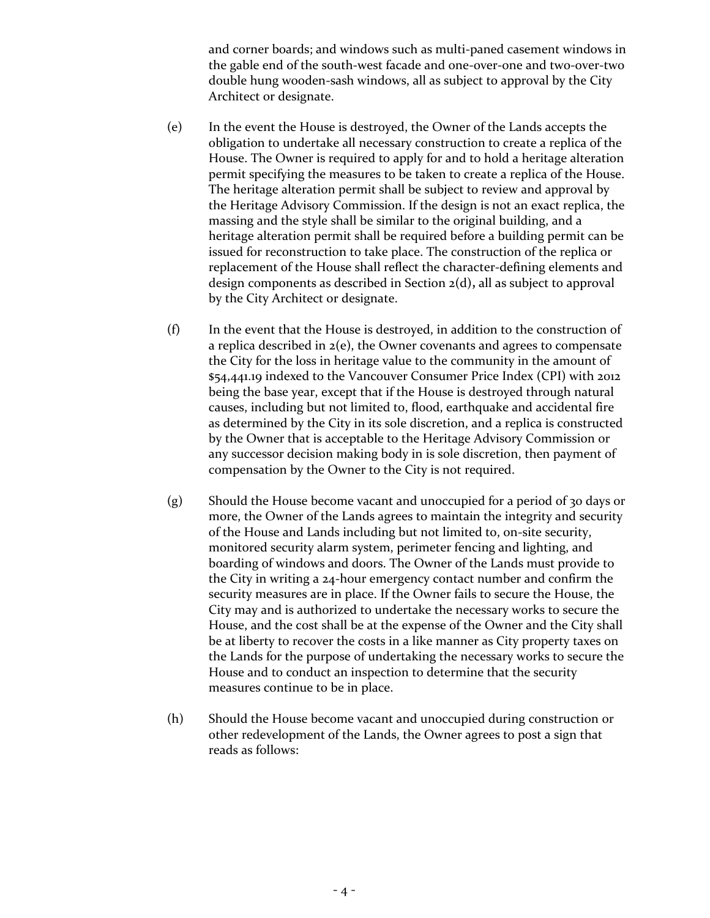and corner boards; and windows such as multi-paned casement windows in the gable end of the south-west facade and one-over-one and two-over-two double hung wooden-sash windows, all as subject to approval by the City Architect or designate.

(e) In the event the House is destroyed, the Owner of the Lands accepts the obligation to undertake all necessary construction to create a replica of the House. The Owner is required to apply for and to hold a heritage alteration permit specifying the measures to be taken to create a replica of the House. The heritage alteration permit shall be subject to review and approval by the Heritage Advisory Commission. If the design is not an exact replica, the massing and the style shall be similar to the original building, and a heritage alteration permit shall be required before a building permit can be issued for reconstruction to take place. The construction of the replica or replacement of the House shall reflect the character-defining elements and design components as described in Section 2(d)**,** all as subject to approval by the City Architect or designate.

(f) In the event that the House is destroyed, in addition to the construction of a replica described in 2(e), the Owner covenants and agrees to compensate the City for the loss in heritage value to the community in the amount of $54,441.19 indexed to the Vancouver Consumer Price Index (CPI) with 2012 being the base year, except that if the House is destroyed through natural causes, including but not limited to, flood, earthquake and accidental fire as determined by the City in its sole discretion, and a replica is constructed by the Owner that is acceptable to the Heritage Advisory Commission or any successor decision making body in is sole discretion, then payment of compensation by the Owner to the City is not required.

(g) Should the House become vacant and unoccupied for a period of 30 days or more, the Owner of the Lands agrees to maintain the integrity and security of the House and Lands including but not limited to, on-site security, monitored security alarm system, perimeter fencing and lighting, and boarding of windows and doors. The Owner of the Lands must provide to the City in writing a 24-hour emergency contact number and confirm the security measures are in place. If the Owner fails to secure the House, the City may and is authorized to undertake the necessary works to secure the House, and the cost shall be at the expense of the Owner and the City shall be at liberty to recover the costs in a like manner as City property taxes on the Lands for the purpose of undertaking the necessary works to secure the House and to conduct an inspection to determine that the security measures continue to be in place.

(h) Should the House become vacant and unoccupied during construction or other redevelopment of the Lands, the Owner agrees to post a sign that reads as follows: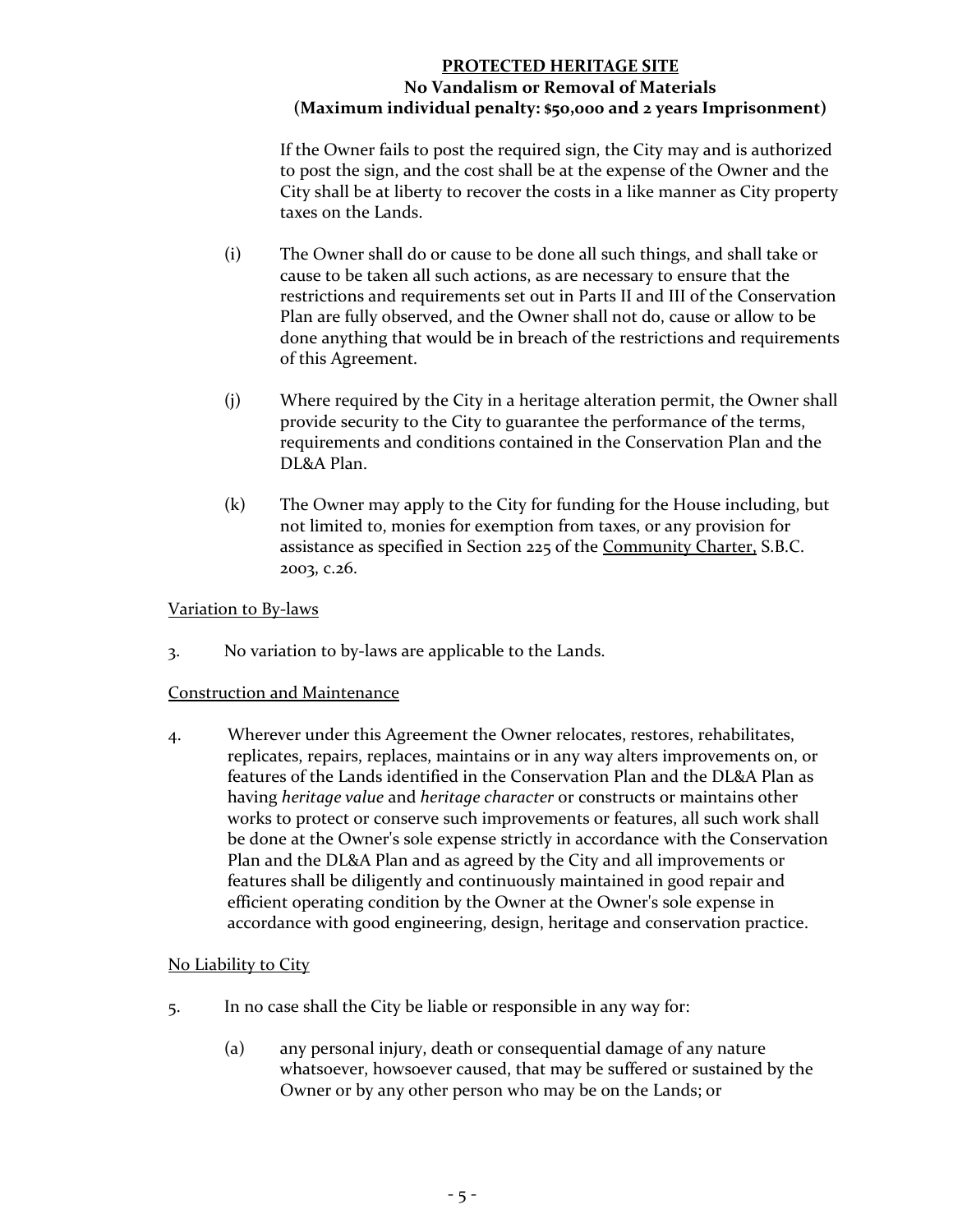**PROTECTED HERITAGE SITE**
**No Vandalism or Removal of Materials**
**(Maximum individual penalty: $50,000 and 2 years Imprisonment)**

If the Owner fails to post the required sign, the City may and is authorized to post the sign, and the cost shall be at the expense of the Owner and the City shall be at liberty to recover the costs in a like manner as City property taxes on the Lands.

(i) The Owner shall do or cause to be done all such things, and shall take or cause to be taken all such actions, as are necessary to ensure that the restrictions and requirements set out in Parts II and III of the Conservation Plan are fully observed, and the Owner shall not do, cause or allow to be done anything that would be in breach of the restrictions and requirements of this Agreement.

(j) Where required by the City in a heritage alteration permit, the Owner shall provide security to the City to guarantee the performance of the terms, requirements and conditions contained in the Conservation Plan and the DL&A Plan.

(k) The Owner may apply to the City for funding for the House including, but not limited to, monies for exemption from taxes, or any provision for assistance as specified in Section 225 of the Community Charter, S.B.C. 2003, c.26.

Variation to By-laws

3. No variation to by-laws are applicable to the Lands.

Construction and Maintenance

4. Wherever under this Agreement the Owner relocates, restores, rehabilitates, replicates, repairs, replaces, maintains or in any way alters improvements on, or features of the Lands identified in the Conservation Plan and the DL&A Plan as having *heritage value* and *heritage character* or constructs or maintains other works to protect or conserve such improvements or features, all such work shall be done at the Owner's sole expense strictly in accordance with the Conservation Plan and the DL&A Plan and as agreed by the City and all improvements or features shall be diligently and continuously maintained in good repair and efficient operating condition by the Owner at the Owner's sole expense in accordance with good engineering, design, heritage and conservation practice.

No Liability to City

5. In no case shall the City be liable or responsible in any way for:

(a) any personal injury, death or consequential damage of any nature whatsoever, howsoever caused, that may be suffered or sustained by the Owner or by any other person who may be on the Lands; or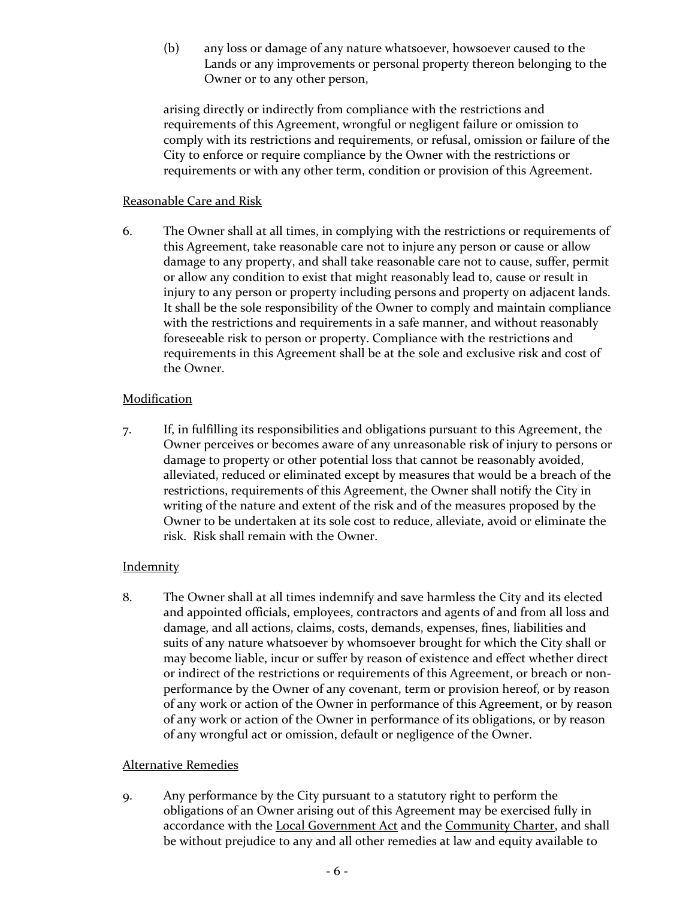(b) any loss or damage of any nature whatsoever, howsoever caused to the Lands or any improvements or personal property thereon belonging to the Owner or to any other person,

arising directly or indirectly from compliance with the restrictions and requirements of this Agreement, wrongful or negligent failure or omission to comply with its restrictions and requirements, or refusal, omission or failure of the City to enforce or require compliance by the Owner with the restrictions or requirements or with any other term, condition or provision of this Agreement.

<u>Reasonable Care and Risk</u>

6. The Owner shall at all times, in complying with the restrictions or requirements of this Agreement, take reasonable care not to injure any person or cause or allow damage to any property, and shall take reasonable care not to cause, suffer, permit or allow any condition to exist that might reasonably lead to, cause or result in injury to any person or property including persons and property on adjacent lands. It shall be the sole responsibility of the Owner to comply and maintain compliance with the restrictions and requirements in a safe manner, and without reasonably foreseeable risk to person or property. Compliance with the restrictions and requirements in this Agreement shall be at the sole and exclusive risk and cost of the Owner.

<u>Modification</u>

7. If, in fulfilling its responsibilities and obligations pursuant to this Agreement, the Owner perceives or becomes aware of any unreasonable risk of injury to persons or damage to property or other potential loss that cannot be reasonably avoided, alleviated, reduced or eliminated except by measures that would be a breach of the restrictions, requirements of this Agreement, the Owner shall notify the City in writing of the nature and extent of the risk and of the measures proposed by the Owner to be undertaken at its sole cost to reduce, alleviate, avoid or eliminate the risk. Risk shall remain with the Owner.

<u>Indemnity</u>

8. The Owner shall at all times indemnify and save harmless the City and its elected and appointed officials, employees, contractors and agents of and from all loss and damage, and all actions, claims, costs, demands, expenses, fines, liabilities and suits of any nature whatsoever by whomsoever brought for which the City shall or may become liable, incur or suffer by reason of existence and effect whether direct or indirect of the restrictions or requirements of this Agreement, or breach or non-performance by the Owner of any covenant, term or provision hereof, or by reason of any work or action of the Owner in performance of this Agreement, or by reason of any work or action of the Owner in performance of its obligations, or by reason of any wrongful act or omission, default or negligence of the Owner.

<u>Alternative Remedies</u>

9. Any performance by the City pursuant to a statutory right to perform the obligations of an Owner arising out of this Agreement may be exercised fully in accordance with the <u>Local Government Act</u> and the <u>Community Charter</u>, and shall be without prejudice to any and all other remedies at law and equity available to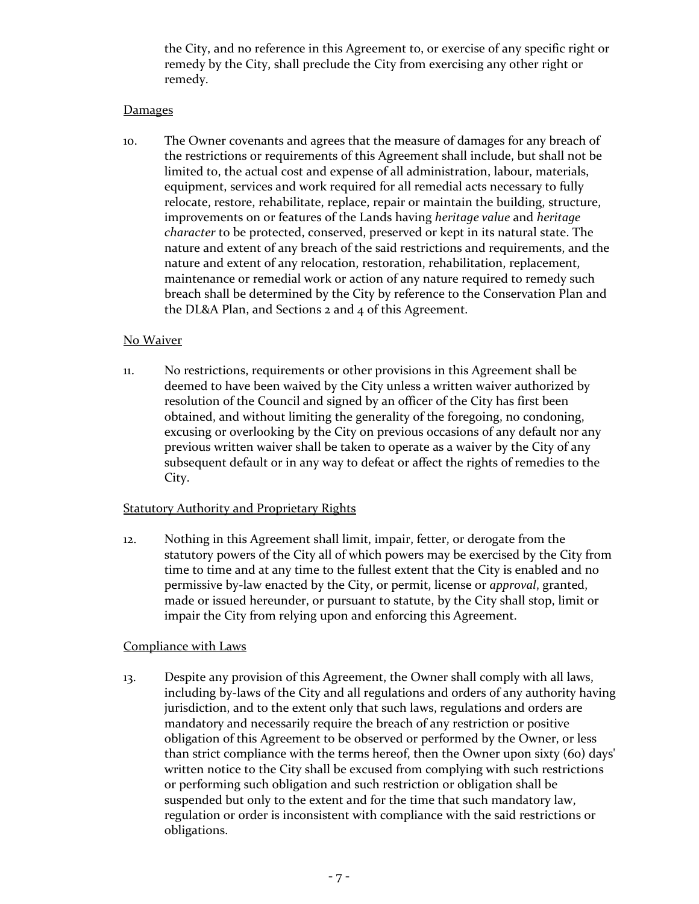the City, and no reference in this Agreement to, or exercise of any specific right or remedy by the City, shall preclude the City from exercising any other right or remedy.

Damages

10. The Owner covenants and agrees that the measure of damages for any breach of the restrictions or requirements of this Agreement shall include, but shall not be limited to, the actual cost and expense of all administration, labour, materials, equipment, services and work required for all remedial acts necessary to fully relocate, restore, rehabilitate, replace, repair or maintain the building, structure, improvements on or features of the Lands having *heritage value* and *heritage character* to be protected, conserved, preserved or kept in its natural state. The nature and extent of any breach of the said restrictions and requirements, and the nature and extent of any relocation, restoration, rehabilitation, replacement, maintenance or remedial work or action of any nature required to remedy such breach shall be determined by the City by reference to the Conservation Plan and the DL&A Plan, and Sections 2 and 4 of this Agreement.

No Waiver

11. No restrictions, requirements or other provisions in this Agreement shall be deemed to have been waived by the City unless a written waiver authorized by resolution of the Council and signed by an officer of the City has first been obtained, and without limiting the generality of the foregoing, no condoning, excusing or overlooking by the City on previous occasions of any default nor any previous written waiver shall be taken to operate as a waiver by the City of any subsequent default or in any way to defeat or affect the rights of remedies to the City.

Statutory Authority and Proprietary Rights

12. Nothing in this Agreement shall limit, impair, fetter, or derogate from the statutory powers of the City all of which powers may be exercised by the City from time to time and at any time to the fullest extent that the City is enabled and no permissive by-law enacted by the City, or permit, license or *approval*, granted, made or issued hereunder, or pursuant to statute, by the City shall stop, limit or impair the City from relying upon and enforcing this Agreement.

Compliance with Laws

13. Despite any provision of this Agreement, the Owner shall comply with all laws, including by-laws of the City and all regulations and orders of any authority having jurisdiction, and to the extent only that such laws, regulations and orders are mandatory and necessarily require the breach of any restriction or positive obligation of this Agreement to be observed or performed by the Owner, or less than strict compliance with the terms hereof, then the Owner upon sixty (60) days' written notice to the City shall be excused from complying with such restrictions or performing such obligation and such restriction or obligation shall be suspended but only to the extent and for the time that such mandatory law, regulation or order is inconsistent with compliance with the said restrictions or obligations.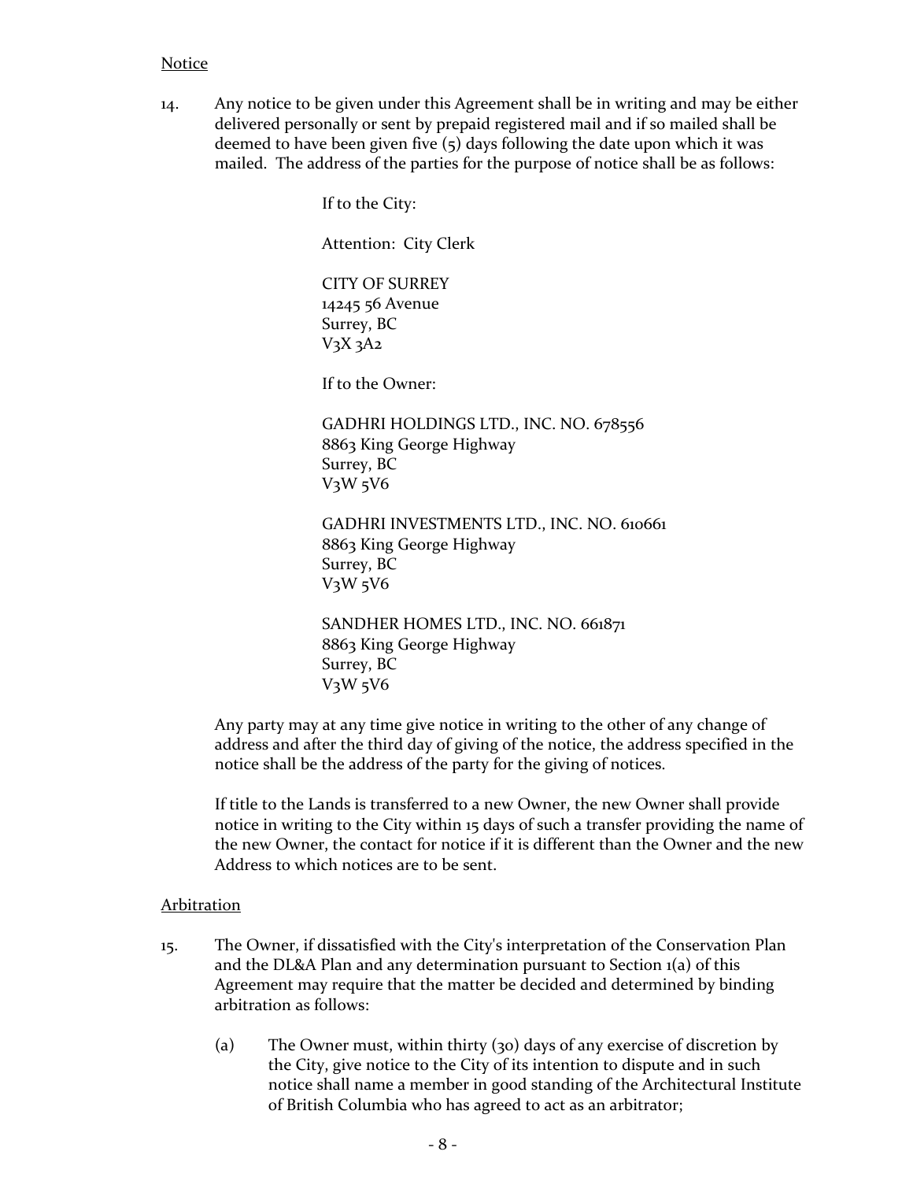Notice

14. Any notice to be given under this Agreement shall be in writing and may be either delivered personally or sent by prepaid registered mail and if so mailed shall be deemed to have been given five (5) days following the date upon which it was mailed. The address of the parties for the purpose of notice shall be as follows:

    If to the City:

    Attention: City Clerk

    CITY OF SURREY
    14245 56 Avenue
    Surrey, BC
    V3X 3A2

    If to the Owner:

    GADHRI HOLDINGS LTD., INC. NO. 678556
    8863 King George Highway
    Surrey, BC
    V3W 5V6

    GADHRI INVESTMENTS LTD., INC. NO. 610661
    8863 King George Highway
    Surrey, BC
    V3W 5V6

    SANDHER HOMES LTD., INC. NO. 661871
    8863 King George Highway
    Surrey, BC
    V3W 5V6

    Any party may at any time give notice in writing to the other of any change of address and after the third day of giving of the notice, the address specified in the notice shall be the address of the party for the giving of notices.

    If title to the Lands is transferred to a new Owner, the new Owner shall provide notice in writing to the City within 15 days of such a transfer providing the name of the new Owner, the contact for notice if it is different than the Owner and the new Address to which notices are to be sent.

Arbitration

15. The Owner, if dissatisfied with the City's interpretation of the Conservation Plan and the DL&A Plan and any determination pursuant to Section 1(a) of this Agreement may require that the matter be decided and determined by binding arbitration as follows:

    (a) The Owner must, within thirty (30) days of any exercise of discretion by the City, give notice to the City of its intention to dispute and in such notice shall name a member in good standing of the Architectural Institute of British Columbia who has agreed to act as an arbitrator;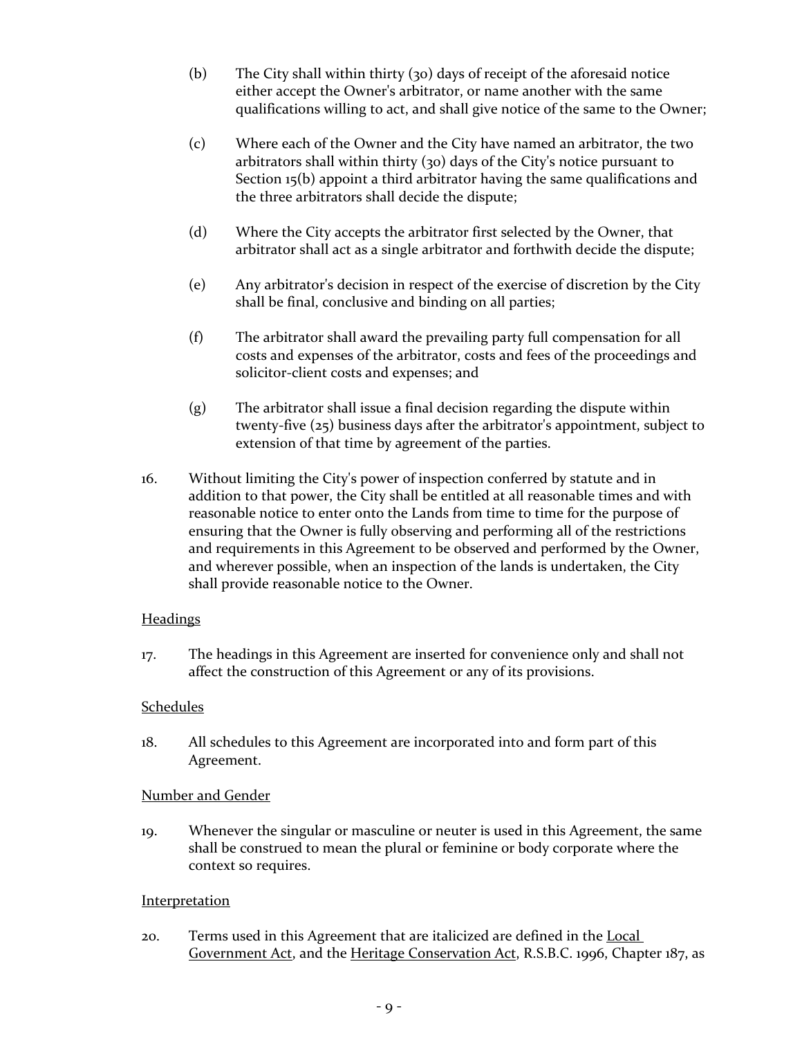(b) The City shall within thirty (30) days of receipt of the aforesaid notice either accept the Owner's arbitrator, or name another with the same qualifications willing to act, and shall give notice of the same to the Owner;

(c) Where each of the Owner and the City have named an arbitrator, the two arbitrators shall within thirty (30) days of the City's notice pursuant to Section 15(b) appoint a third arbitrator having the same qualifications and the three arbitrators shall decide the dispute;

(d) Where the City accepts the arbitrator first selected by the Owner, that arbitrator shall act as a single arbitrator and forthwith decide the dispute;

(e) Any arbitrator's decision in respect of the exercise of discretion by the City shall be final, conclusive and binding on all parties;

(f) The arbitrator shall award the prevailing party full compensation for all costs and expenses of the arbitrator, costs and fees of the proceedings and solicitor-client costs and expenses; and

(g) The arbitrator shall issue a final decision regarding the dispute within twenty-five (25) business days after the arbitrator's appointment, subject to extension of that time by agreement of the parties.

16. Without limiting the City's power of inspection conferred by statute and in addition to that power, the City shall be entitled at all reasonable times and with reasonable notice to enter onto the Lands from time to time for the purpose of ensuring that the Owner is fully observing and performing all of the restrictions and requirements in this Agreement to be observed and performed by the Owner, and wherever possible, when an inspection of the lands is undertaken, the City shall provide reasonable notice to the Owner.

<u>Headings</u>

17. The headings in this Agreement are inserted for convenience only and shall not affect the construction of this Agreement or any of its provisions.

<u>Schedules</u>

18. All schedules to this Agreement are incorporated into and form part of this Agreement.

<u>Number and Gender</u>

19. Whenever the singular or masculine or neuter is used in this Agreement, the same shall be construed to mean the plural or feminine or body corporate where the context so requires.

<u>Interpretation</u>

20. Terms used in this Agreement that are italicized are defined in the <u>Local Government Act</u>, and the <u>Heritage Conservation Act</u>, R.S.B.C. 1996, Chapter 187, as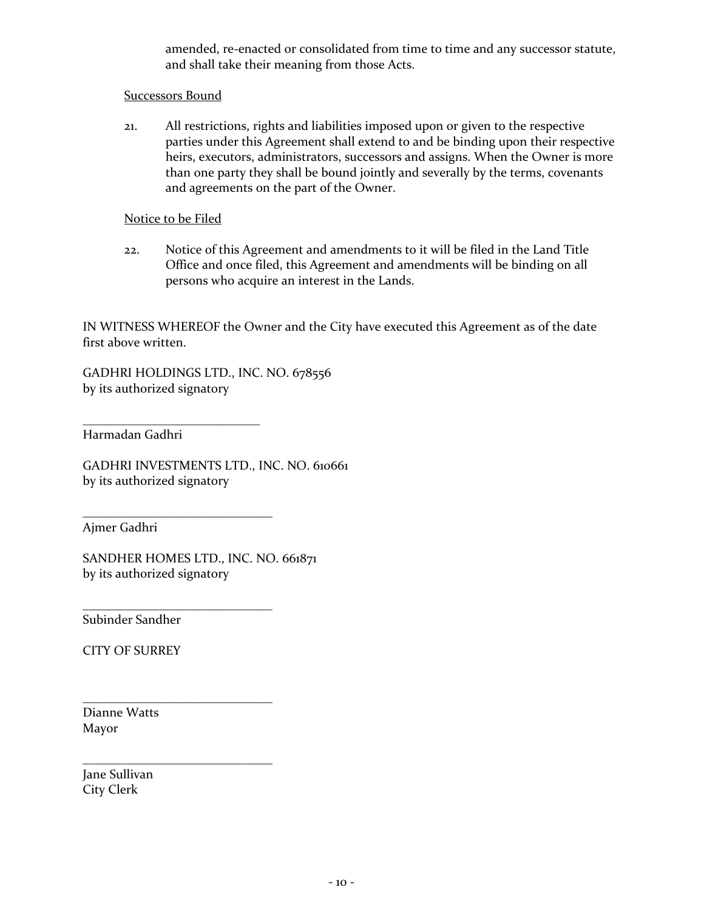amended, re-enacted or consolidated from time to time and any successor statute, and shall take their meaning from those Acts.

Successors Bound

21. All restrictions, rights and liabilities imposed upon or given to the respective parties under this Agreement shall extend to and be binding upon their respective heirs, executors, administrators, successors and assigns. When the Owner is more than one party they shall be bound jointly and severally by the terms, covenants and agreements on the part of the Owner.

Notice to be Filed

22. Notice of this Agreement and amendments to it will be filed in the Land Title Office and once filed, this Agreement and amendments will be binding on all persons who acquire an interest in the Lands.

IN WITNESS WHEREOF the Owner and the City have executed this Agreement as of the date first above written.

GADHRI HOLDINGS LTD., INC. NO. 678556
by its authorized signatory

___________________________
Harmadan Gadhri

GADHRI INVESTMENTS LTD., INC. NO. 610661
by its authorized signatory

_____________________________
Ajmer Gadhri

SANDHER HOMES LTD., INC. NO. 661871
by its authorized signatory

_____________________________
Subinder Sandher

CITY OF SURREY

_____________________________
Dianne Watts
Mayor

_____________________________
Jane Sullivan
City Clerk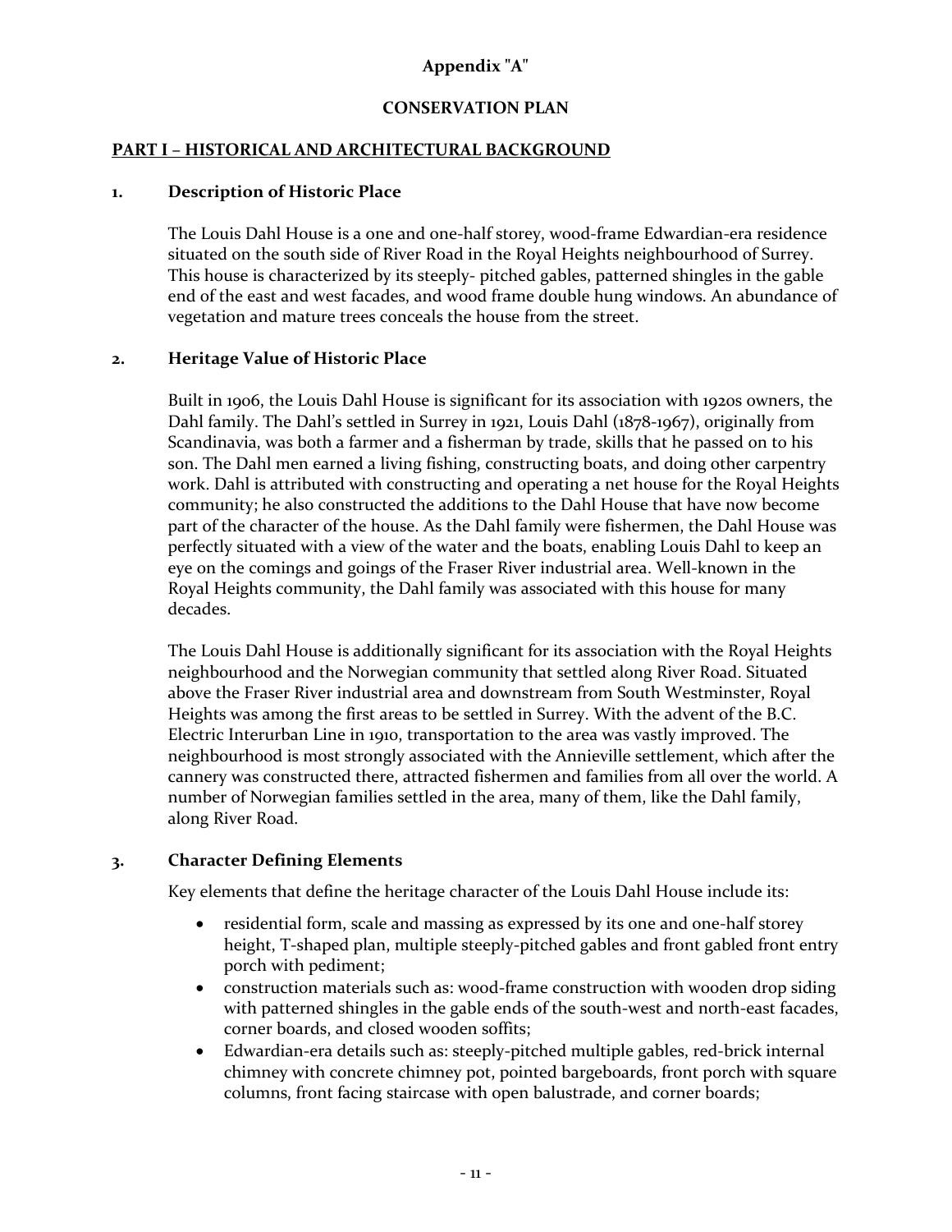**Appendix "A"**

**CONSERVATION PLAN**

## PART I – HISTORICAL AND ARCHITECTURAL BACKGROUND

### 1. Description of Historic Place

The Louis Dahl House is a one and one-half storey, wood-frame Edwardian-era residence situated on the south side of River Road in the Royal Heights neighbourhood of Surrey. This house is characterized by its steeply- pitched gables, patterned shingles in the gable end of the east and west facades, and wood frame double hung windows. An abundance of vegetation and mature trees conceals the house from the street.

### 2. Heritage Value of Historic Place

Built in 1906, the Louis Dahl House is significant for its association with 1920s owners, the Dahl family. The Dahl's settled in Surrey in 1921, Louis Dahl (1878-1967), originally from Scandinavia, was both a farmer and a fisherman by trade, skills that he passed on to his son. The Dahl men earned a living fishing, constructing boats, and doing other carpentry work. Dahl is attributed with constructing and operating a net house for the Royal Heights community; he also constructed the additions to the Dahl House that have now become part of the character of the house. As the Dahl family were fishermen, the Dahl House was perfectly situated with a view of the water and the boats, enabling Louis Dahl to keep an eye on the comings and goings of the Fraser River industrial area. Well-known in the Royal Heights community, the Dahl family was associated with this house for many decades.

The Louis Dahl House is additionally significant for its association with the Royal Heights neighbourhood and the Norwegian community that settled along River Road. Situated above the Fraser River industrial area and downstream from South Westminster, Royal Heights was among the first areas to be settled in Surrey. With the advent of the B.C. Electric Interurban Line in 1910, transportation to the area was vastly improved. The neighbourhood is most strongly associated with the Annieville settlement, which after the cannery was constructed there, attracted fishermen and families from all over the world. A number of Norwegian families settled in the area, many of them, like the Dahl family, along River Road.

### 3. Character Defining Elements

Key elements that define the heritage character of the Louis Dahl House include its:

- residential form, scale and massing as expressed by its one and one-half storey height, T-shaped plan, multiple steeply-pitched gables and front gabled front entry porch with pediment;
- construction materials such as: wood-frame construction with wooden drop siding with patterned shingles in the gable ends of the south-west and north-east facades, corner boards, and closed wooden soffits;
- Edwardian-era details such as: steeply-pitched multiple gables, red-brick internal chimney with concrete chimney pot, pointed bargeboards, front porch with square columns, front facing staircase with open balustrade, and corner boards;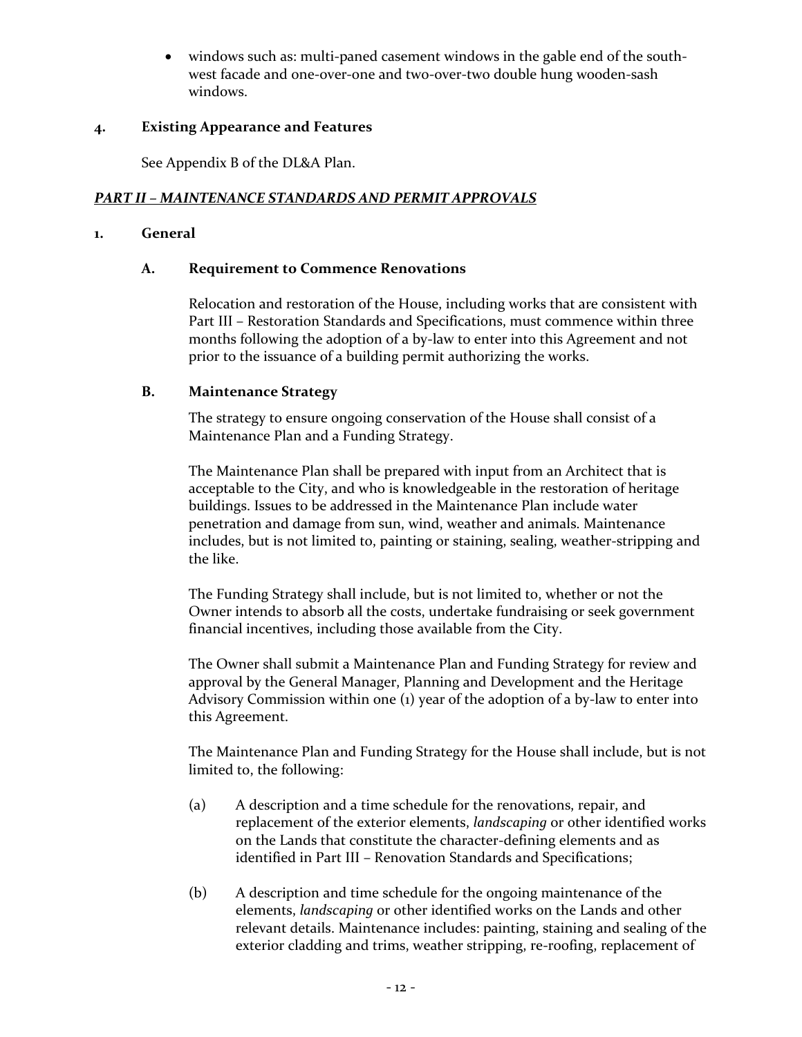- windows such as: multi-paned casement windows in the gable end of the south-west facade and one-over-one and two-over-two double hung wooden-sash windows.

### 4. Existing Appearance and Features

See Appendix B of the DL&A Plan.

## *PART II – MAINTENANCE STANDARDS AND PERMIT APPROVALS*

### 1. General

#### A. Requirement to Commence Renovations

Relocation and restoration of the House, including works that are consistent with Part III – Restoration Standards and Specifications, must commence within three months following the adoption of a by-law to enter into this Agreement and not prior to the issuance of a building permit authorizing the works.

#### B. Maintenance Strategy

The strategy to ensure ongoing conservation of the House shall consist of a Maintenance Plan and a Funding Strategy.

The Maintenance Plan shall be prepared with input from an Architect that is acceptable to the City, and who is knowledgeable in the restoration of heritage buildings. Issues to be addressed in the Maintenance Plan include water penetration and damage from sun, wind, weather and animals. Maintenance includes, but is not limited to, painting or staining, sealing, weather-stripping and the like.

The Funding Strategy shall include, but is not limited to, whether or not the Owner intends to absorb all the costs, undertake fundraising or seek government financial incentives, including those available from the City.

The Owner shall submit a Maintenance Plan and Funding Strategy for review and approval by the General Manager, Planning and Development and the Heritage Advisory Commission within one (1) year of the adoption of a by-law to enter into this Agreement.

The Maintenance Plan and Funding Strategy for the House shall include, but is not limited to, the following:

(a) A description and a time schedule for the renovations, repair, and replacement of the exterior elements, *landscaping* or other identified works on the Lands that constitute the character-defining elements and as identified in Part III – Renovation Standards and Specifications;

(b) A description and time schedule for the ongoing maintenance of the elements, *landscaping* or other identified works on the Lands and other relevant details. Maintenance includes: painting, staining and sealing of the exterior cladding and trims, weather stripping, re-roofing, replacement of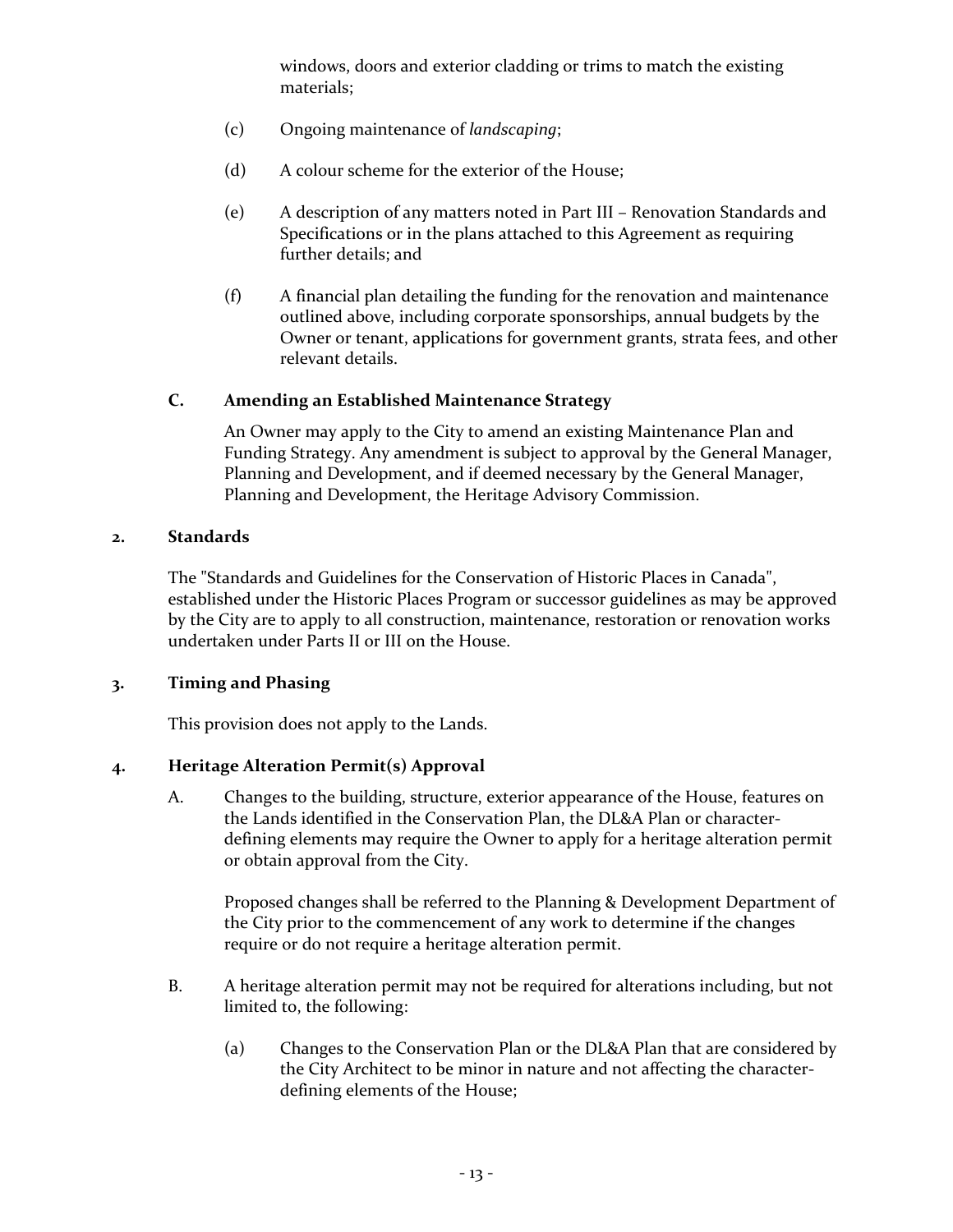windows, doors and exterior cladding or trims to match the existing materials;

(c) Ongoing maintenance of *landscaping*;

(d) A colour scheme for the exterior of the House;

(e) A description of any matters noted in Part III – Renovation Standards and Specifications or in the plans attached to this Agreement as requiring further details; and

(f) A financial plan detailing the funding for the renovation and maintenance outlined above, including corporate sponsorships, annual budgets by the Owner or tenant, applications for government grants, strata fees, and other relevant details.

**C. Amending an Established Maintenance Strategy**

An Owner may apply to the City to amend an existing Maintenance Plan and Funding Strategy. Any amendment is subject to approval by the General Manager, Planning and Development, and if deemed necessary by the General Manager, Planning and Development, the Heritage Advisory Commission.

**2. Standards**

The "Standards and Guidelines for the Conservation of Historic Places in Canada", established under the Historic Places Program or successor guidelines as may be approved by the City are to apply to all construction, maintenance, restoration or renovation works undertaken under Parts II or III on the House.

**3. Timing and Phasing**

This provision does not apply to the Lands.

**4. Heritage Alteration Permit(s) Approval**

A. Changes to the building, structure, exterior appearance of the House, features on the Lands identified in the Conservation Plan, the DL&A Plan or character-defining elements may require the Owner to apply for a heritage alteration permit or obtain approval from the City.

Proposed changes shall be referred to the Planning & Development Department of the City prior to the commencement of any work to determine if the changes require or do not require a heritage alteration permit.

B. A heritage alteration permit may not be required for alterations including, but not limited to, the following:

(a) Changes to the Conservation Plan or the DL&A Plan that are considered by the City Architect to be minor in nature and not affecting the character-defining elements of the House;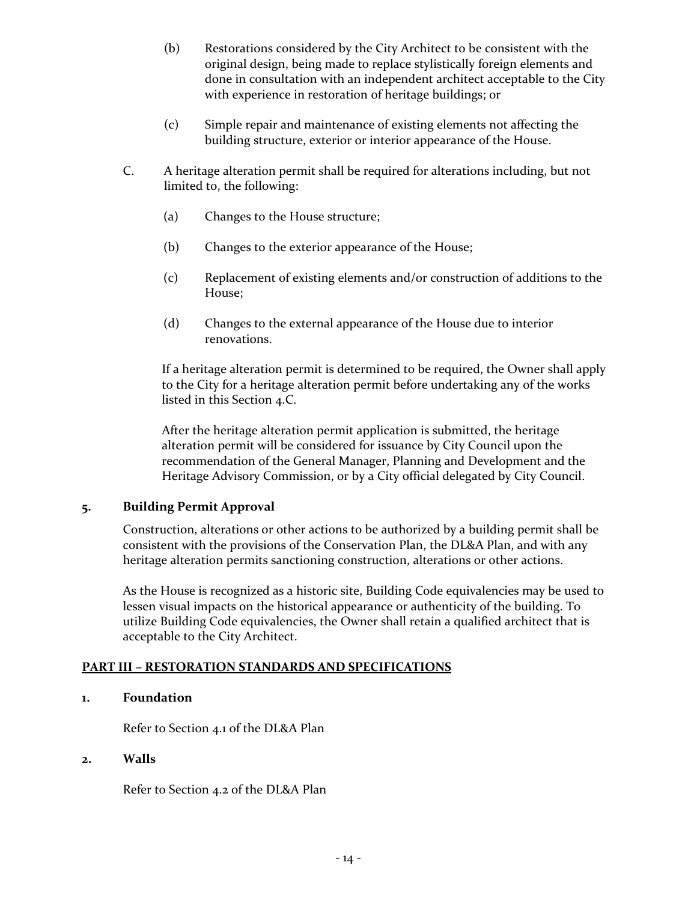(b) Restorations considered by the City Architect to be consistent with the original design, being made to replace stylistically foreign elements and done in consultation with an independent architect acceptable to the City with experience in restoration of heritage buildings; or

(c) Simple repair and maintenance of existing elements not affecting the building structure, exterior or interior appearance of the House.

C. A heritage alteration permit shall be required for alterations including, but not limited to, the following:

(a) Changes to the House structure;

(b) Changes to the exterior appearance of the House;

(c) Replacement of existing elements and/or construction of additions to the House;

(d) Changes to the external appearance of the House due to interior renovations.

If a heritage alteration permit is determined to be required, the Owner shall apply to the City for a heritage alteration permit before undertaking any of the works listed in this Section 4.C.

After the heritage alteration permit application is submitted, the heritage alteration permit will be considered for issuance by City Council upon the recommendation of the General Manager, Planning and Development and the Heritage Advisory Commission, or by a City official delegated by City Council.

**5. Building Permit Approval**

Construction, alterations or other actions to be authorized by a building permit shall be consistent with the provisions of the Conservation Plan, the DL&A Plan, and with any heritage alteration permits sanctioning construction, alterations or other actions.

As the House is recognized as a historic site, Building Code equivalencies may be used to lessen visual impacts on the historical appearance or authenticity of the building. To utilize Building Code equivalencies, the Owner shall retain a qualified architect that is acceptable to the City Architect.

## PART III – RESTORATION STANDARDS AND SPECIFICATIONS

**1. Foundation**

Refer to Section 4.1 of the DL&A Plan

**2. Walls**

Refer to Section 4.2 of the DL&A Plan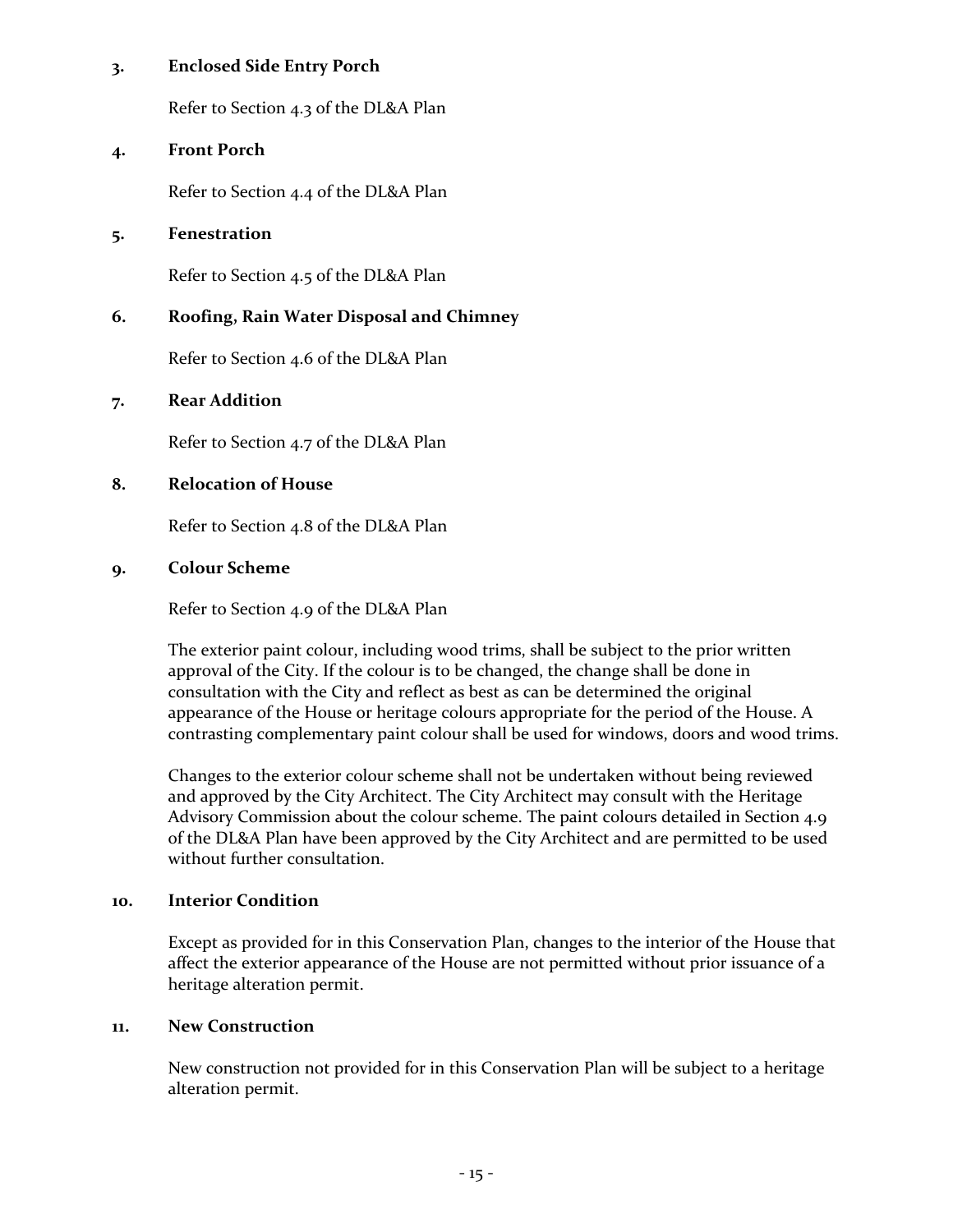### 3. Enclosed Side Entry Porch

Refer to Section 4.3 of the DL&A Plan

### 4. Front Porch

Refer to Section 4.4 of the DL&A Plan

### 5. Fenestration

Refer to Section 4.5 of the DL&A Plan

### 6. Roofing, Rain Water Disposal and Chimney

Refer to Section 4.6 of the DL&A Plan

### 7. Rear Addition

Refer to Section 4.7 of the DL&A Plan

### 8. Relocation of House

Refer to Section 4.8 of the DL&A Plan

### 9. Colour Scheme

Refer to Section 4.9 of the DL&A Plan

The exterior paint colour, including wood trims, shall be subject to the prior written approval of the City. If the colour is to be changed, the change shall be done in consultation with the City and reflect as best as can be determined the original appearance of the House or heritage colours appropriate for the period of the House. A contrasting complementary paint colour shall be used for windows, doors and wood trims.

Changes to the exterior colour scheme shall not be undertaken without being reviewed and approved by the City Architect. The City Architect may consult with the Heritage Advisory Commission about the colour scheme. The paint colours detailed in Section 4.9 of the DL&A Plan have been approved by the City Architect and are permitted to be used without further consultation.

### 10. Interior Condition

Except as provided for in this Conservation Plan, changes to the interior of the House that affect the exterior appearance of the House are not permitted without prior issuance of a heritage alteration permit.

### 11. New Construction

New construction not provided for in this Conservation Plan will be subject to a heritage alteration permit.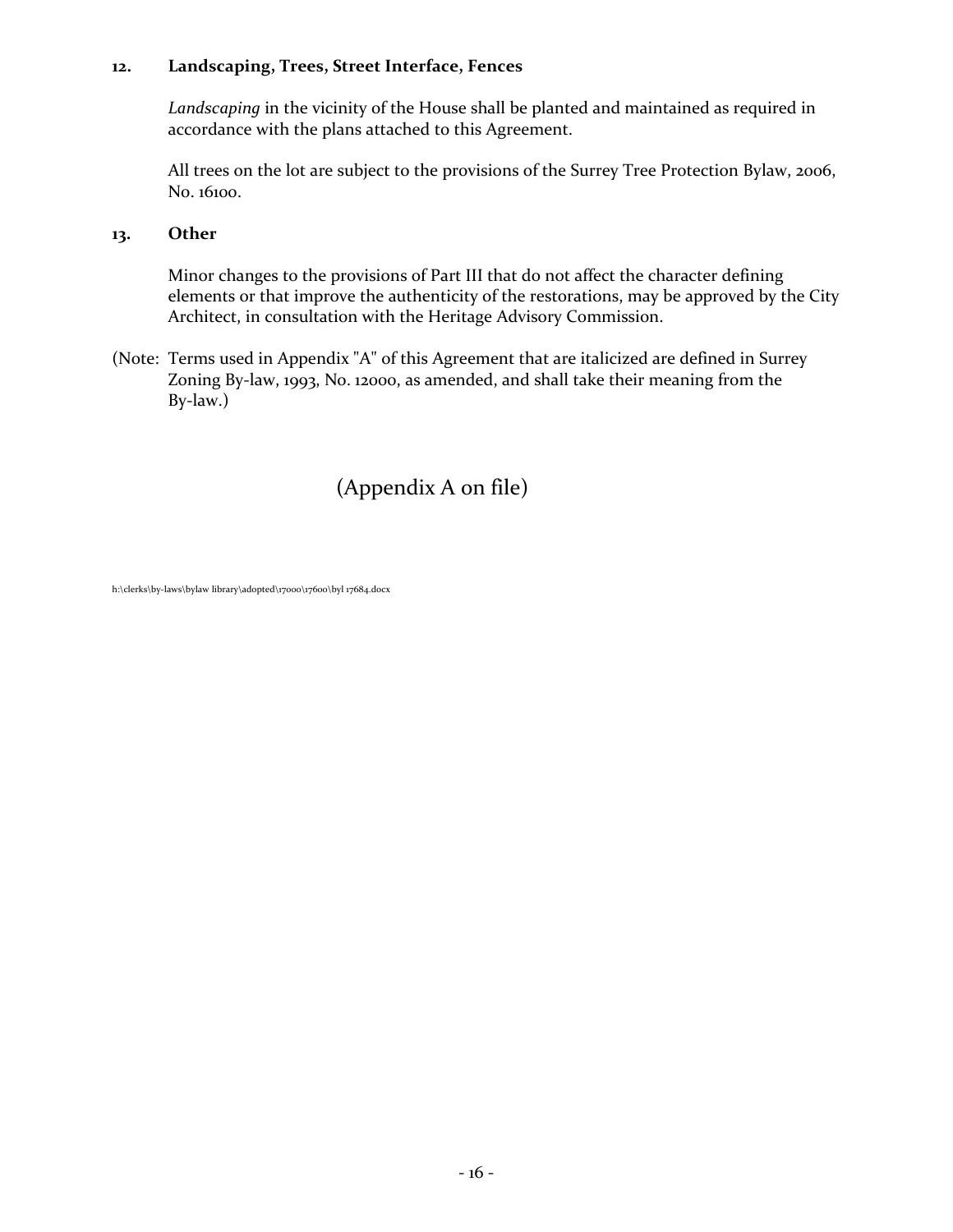**12. Landscaping, Trees, Street Interface, Fences**

*Landscaping* in the vicinity of the House shall be planted and maintained as required in accordance with the plans attached to this Agreement.

All trees on the lot are subject to the provisions of the Surrey Tree Protection Bylaw, 2006, No. 16100.

**13. Other**

Minor changes to the provisions of Part III that do not affect the character defining elements or that improve the authenticity of the restorations, may be approved by the City Architect, in consultation with the Heritage Advisory Commission.

(Note: Terms used in Appendix "A" of this Agreement that are italicized are defined in Surrey Zoning By-law, 1993, No. 12000, as amended, and shall take their meaning from the By-law.)

(Appendix A on file)

h:\clerks\by-laws\bylaw library\adopted\17000\17600\byl 17684.docx